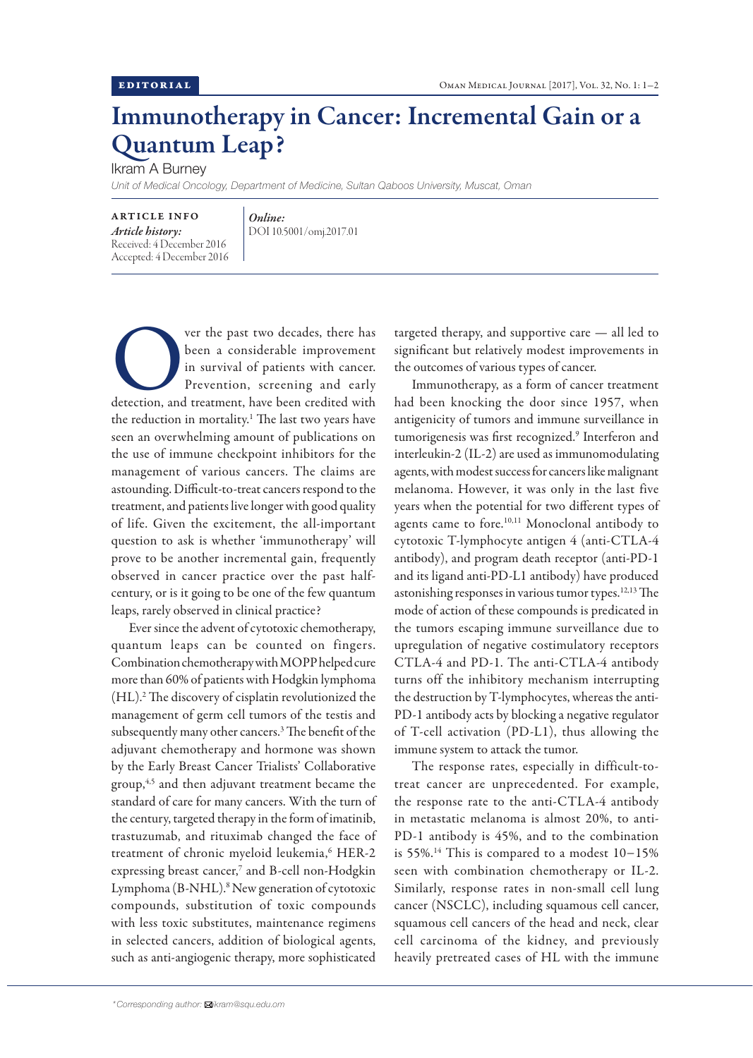EDITORIAL

# Immunotherapy in Cancer: Incremental Gain or a Quantum Leap?

Ikram A Burney

*Unit of Medical Oncology, Department of Medicine, Sultan Qaboos University, Muscat, Oman*

**ARTICLE INFO**

***Article history:***
Received: 4 December 2016
Accepted: 4 December 2016

***Online:***
DOI 10.5001/omj.2017.01

Over the past two decades, there has been a considerable improvement in survival of patients with cancer. Prevention, screening and early detection, and treatment, have been credited with the reduction in mortality.[1] The last two years have seen an overwhelming amount of publications on the use of immune checkpoint inhibitors for the management of various cancers. The claims are astounding. Difficult-to-treat cancers respond to the treatment, and patients live longer with good quality of life. Given the excitement, the all-important question to ask is whether 'immunotherapy' will prove to be another incremental gain, frequently observed in cancer practice over the past half-century, or is it going to be one of the few quantum leaps, rarely observed in clinical practice?

Ever since the advent of cytotoxic chemotherapy, quantum leaps can be counted on fingers. Combination chemotherapy with MOPP helped cure more than 60% of patients with Hodgkin lymphoma (HL).[2] The discovery of cisplatin revolutionized the management of germ cell tumors of the testis and subsequently many other cancers.[3] The benefit of the adjuvant chemotherapy and hormone was shown by the Early Breast Cancer Trialists' Collaborative group,[4,5] and then adjuvant treatment became the standard of care for many cancers. With the turn of the century, targeted therapy in the form of imatinib, trastuzumab, and rituximab changed the face of treatment of chronic myeloid leukemia,[6] HER-2 expressing breast cancer,[7] and B-cell non-Hodgkin Lymphoma (B-NHL).[8] New generation of cytotoxic compounds, substitution of toxic compounds with less toxic substitutes, maintenance regimens in selected cancers, addition of biological agents, such as anti-angiogenic therapy, more sophisticated targeted therapy, and supportive care — all led to significant but relatively modest improvements in the outcomes of various types of cancer.

Immunotherapy, as a form of cancer treatment had been knocking the door since 1957, when antigenicity of tumors and immune surveillance in tumorigenesis was first recognized.[9] Interferon and interleukin-2 (IL-2) are used as immunomodulating agents, with modest success for cancers like malignant melanoma. However, it was only in the last five years when the potential for two different types of agents came to fore.[10,11] Monoclonal antibody to cytotoxic T-lymphocyte antigen 4 (anti-CTLA-4 antibody), and program death receptor (anti-PD-1 and its ligand anti-PD-L1 antibody) have produced astonishing responses in various tumor types.[12,13] The mode of action of these compounds is predicated in the tumors escaping immune surveillance due to upregulation of negative costimulatory receptors CTLA-4 and PD-1. The anti-CTLA-4 antibody turns off the inhibitory mechanism interrupting the destruction by T-lymphocytes, whereas the anti-PD-1 antibody acts by blocking a negative regulator of T-cell activation (PD-L1), thus allowing the immune system to attack the tumor.

The response rates, especially in difficult-to-treat cancer are unprecedented. For example, the response rate to the anti-CTLA-4 antibody in metastatic melanoma is almost 20%, to anti-PD-1 antibody is 45%, and to the combination is 55%.[14] This is compared to a modest 10–15% seen with combination chemotherapy or IL-2. Similarly, response rates in non-small cell lung cancer (NSCLC), including squamous cell cancer, squamous cell cancers of the head and neck, clear cell carcinoma of the kidney, and previously heavily pretreated cases of HL with the immune

*Corresponding author: ikram@squ.edu.om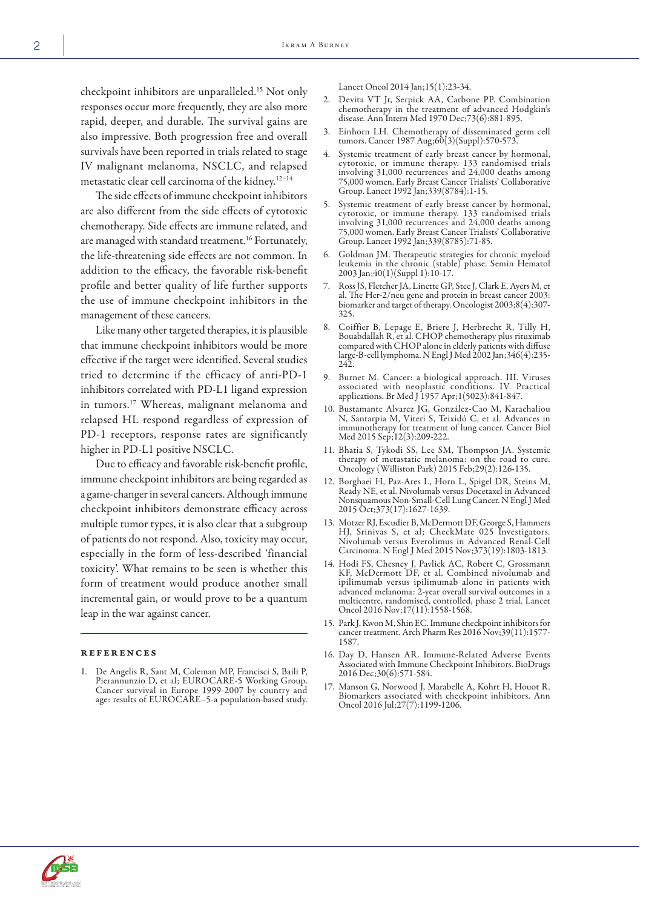checkpoint inhibitors are unparalleled.[15] Not only responses occur more frequently, they are also more rapid, deeper, and durable. The survival gains are also impressive. Both progression free and overall survivals have been reported in trials related to stage IV malignant melanoma, NSCLC, and relapsed metastatic clear cell carcinoma of the kidney.[12–14]

The side effects of immune checkpoint inhibitors are also different from the side effects of cytotoxic chemotherapy. Side effects are immune related, and are managed with standard treatment.[16] Fortunately, the life-threatening side effects are not common. In addition to the efficacy, the favorable risk-benefit profile and better quality of life further supports the use of immune checkpoint inhibitors in the management of these cancers.

Like many other targeted therapies, it is plausible that immune checkpoint inhibitors would be more effective if the target were identified. Several studies tried to determine if the efficacy of anti-PD-1 inhibitors correlated with PD-L1 ligand expression in tumors.[17] Whereas, malignant melanoma and relapsed HL respond regardless of expression of PD-1 receptors, response rates are significantly higher in PD-L1 positive NSCLC.

Due to efficacy and favorable risk-benefit profile, immune checkpoint inhibitors are being regarded as a game-changer in several cancers. Although immune checkpoint inhibitors demonstrate efficacy across multiple tumor types, it is also clear that a subgroup of patients do not respond. Also, toxicity may occur, especially in the form of less-described 'financial toxicity'. What remains to be seen is whether this form of treatment would produce another small incremental gain, or would prove to be a quantum leap in the war against cancer.

## References

1. De Angelis R, Sant M, Coleman MP, Francisci S, Baili P, Pierannunzio D, et al; EUROCARE-5 Working Group. Cancer survival in Europe 1999-2007 by country and age: results of EUROCARE–5-a population-based study. Lancet Oncol 2014 Jan;15(1):23-34.
2. Devita VT Jr, Serpick AA, Carbone PP. Combination chemotherapy in the treatment of advanced Hodgkin's disease. Ann Intern Med 1970 Dec;73(6):881-895.
3. Einhorn LH. Chemotherapy of disseminated germ cell tumors. Cancer 1987 Aug;60(3)(Suppl):570-573.
4. Systemic treatment of early breast cancer by hormonal, cytotoxic, or immune therapy. 133 randomised trials involving 31,000 recurrences and 24,000 deaths among 75,000 women. Early Breast Cancer Trialists' Collaborative Group. Lancet 1992 Jan;339(8784):1-15.
5. Systemic treatment of early breast cancer by hormonal, cytotoxic, or immune therapy. 133 randomised trials involving 31,000 recurrences and 24,000 deaths among 75,000 women. Early Breast Cancer Trialists' Collaborative Group. Lancet 1992 Jan;339(8785):71-85.
6. Goldman JM. Therapeutic strategies for chronic myeloid leukemia in the chronic (stable) phase. Semin Hematol 2003 Jan;40(1)(Suppl 1):10-17.
7. Ross JS, Fletcher JA, Linette GP, Stec J, Clark E, Ayers M, et al. The Her-2/neu gene and protein in breast cancer 2003: biomarker and target of therapy. Oncologist 2003;8(4):307-325.
8. Coiffier B, Lepage E, Briere J, Herbrecht R, Tilly H, Bouabdallah R, et al. CHOP chemotherapy plus rituximab compared with CHOP alone in elderly patients with diffuse large-B-cell lymphoma. N Engl J Med 2002 Jan;346(4):235-242.
9. Burnet M. Cancer: a biological approach. III. Viruses associated with neoplastic conditions. IV. Practical applications. Br Med J 1957 Apr;1(5023):841-847.
10. Bustamante Alvarez JG, González-Cao M, Karachaliou N, Santarpia M, Viteri S, Teixidó C, et al. Advances in immunotherapy for treatment of lung cancer. Cancer Biol Med 2015 Sep;12(3):209-222.
11. Bhatia S, Tykodi SS, Lee SM, Thompson JA. Systemic therapy of metastatic melanoma: on the road to cure. Oncology (Williston Park) 2015 Feb;29(2):126-135.
12. Borghaei H, Paz-Ares L, Horn L, Spigel DR, Steins M, Ready NE, et al. Nivolumab versus Docetaxel in Advanced Nonsquamous Non-Small-Cell Lung Cancer. N Engl J Med 2015 Oct;373(17):1627-1639.
13. Motzer RJ, Escudier B, McDermott DF, George S, Hammers HJ, Srinivas S, et al; CheckMate 025 Investigators. Nivolumab versus Everolimus in Advanced Renal-Cell Carcinoma. N Engl J Med 2015 Nov;373(19):1803-1813.
14. Hodi FS, Chesney J, Pavlick AC, Robert C, Grossmann KF, McDermott DF, et al. Combined nivolumab and ipilimumab versus ipilimumab alone in patients with advanced melanoma: 2-year overall survival outcomes in a multicentre, randomised, controlled, phase 2 trial. Lancet Oncol 2016 Nov;17(11):1558-1568.
15. Park J, Kwon M, Shin EC. Immune checkpoint inhibitors for cancer treatment. Arch Pharm Res 2016 Nov;39(11):1577-1587.
16. Day D, Hansen AR. Immune-Related Adverse Events Associated with Immune Checkpoint Inhibitors. BioDrugs 2016 Dec;30(6):571-584.
17. Manson G, Norwood J, Marabelle A, Kohrt H, Houot R. Biomarkers associated with checkpoint inhibitors. Ann Oncol 2016 Jul;27(7):1199-1206.